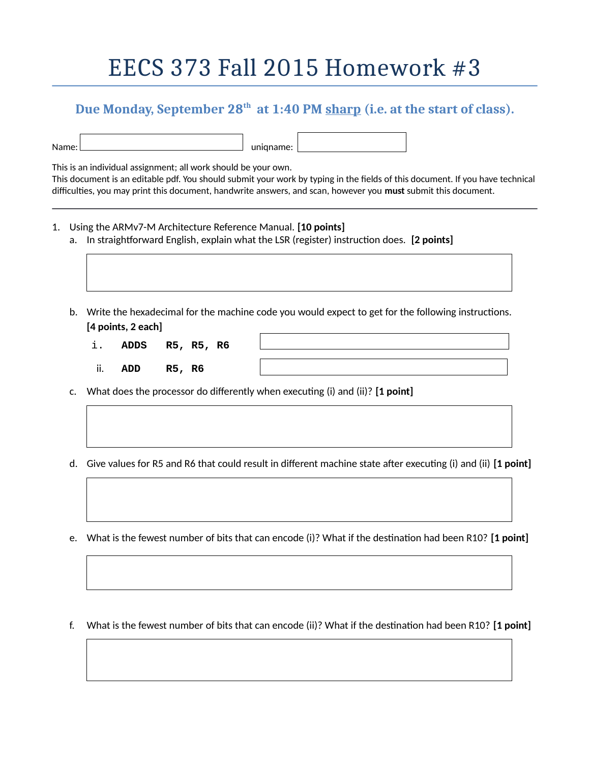# EECS 373 Fall 2015 Homework #3

### Due Monday, September 28th at 1:40 PM sharp (i.e. at the start of class).

Name: ____________________ uniqname: ____________________

This is an individual assignment; all work should be your own.
This document is an editable pdf. You should submit your work by typing in the fields of this document. If you have technical difficulties, you may print this document, handwrite answers, and scan, however you **must** submit this document.

---

1. Using the ARMv7-M Architecture Reference Manual. **[10 points]**

   a. In straightforward English, explain what the LSR (register) instruction does. **[2 points]**

   b. Write the hexadecimal for the machine code you would expect to get for the following instructions. **[4 points, 2 each]**

      i. **`ADDS R5, R5, R6`**

      ii. **`ADD R5, R6`**

   c. What does the processor do differently when executing (i) and (ii)? **[1 point]**

   d. Give values for R5 and R6 that could result in different machine state after executing (i) and (ii) **[1 point]**

   e. What is the fewest number of bits that can encode (i)? What if the destination had been R10? **[1 point]**

   f. What is the fewest number of bits that can encode (ii)? What if the destination had been R10? **[1 point]**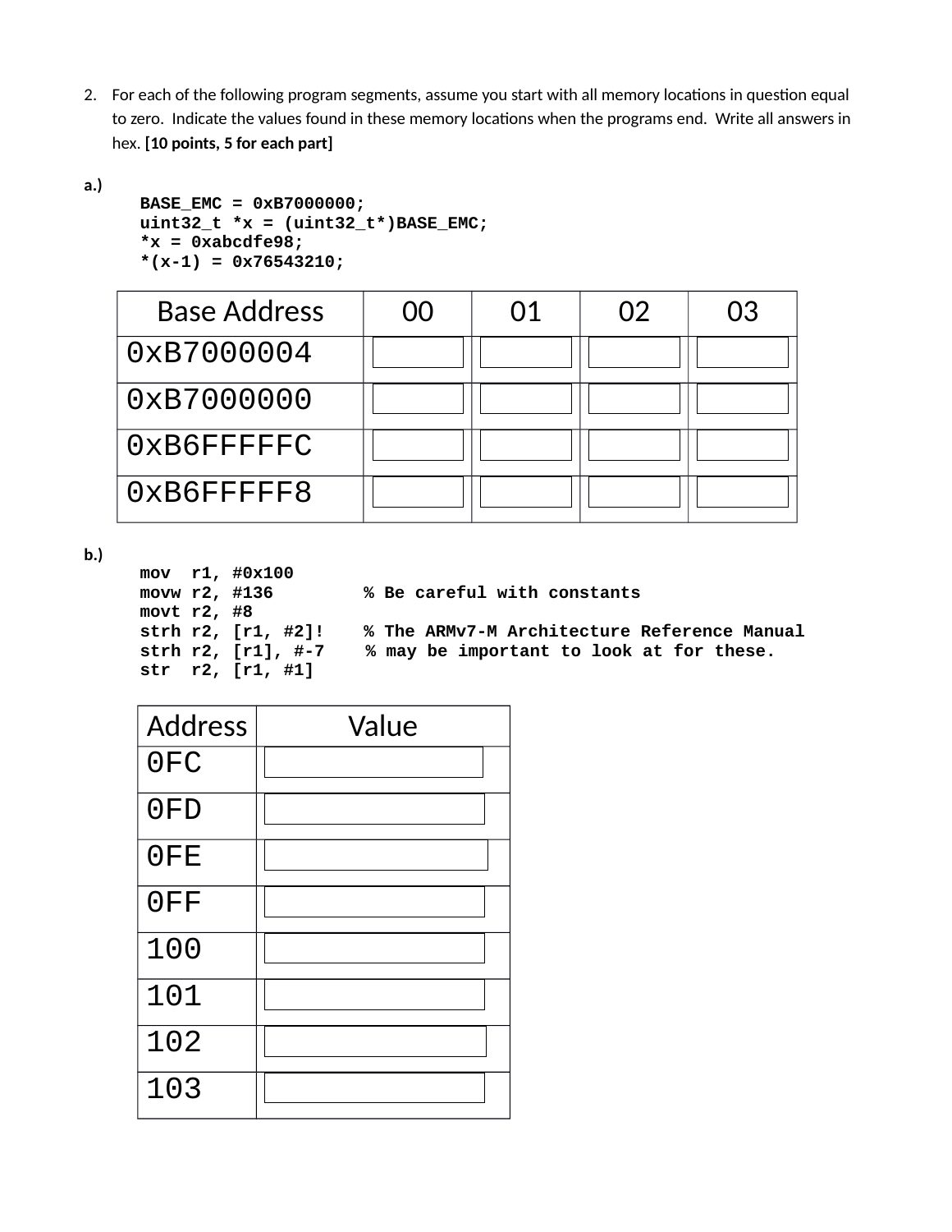2. For each of the following program segments, assume you start with all memory locations in question equal to zero. Indicate the values found in these memory locations when the programs end. Write all answers in hex. **[10 points, 5 for each part]**

**a.)**

```
BASE_EMC = 0xB7000000;
uint32_t *x = (uint32_t*)BASE_EMC;
*x = 0xabcdfe98;
*(x-1) = 0x76543210;
```

| Base Address | 00 | 01 | 02 | 03 |
| --- | --- | --- | --- | --- |
| 0xB7000004 | | | | |
| 0xB7000000 | | | | |
| 0xB6FFFFFC | | | | |
| 0xB6FFFFF8 | | | | |

**b.)**

```
mov  r1, #0x100
movw r2, #136        % Be careful with constants
movt r2, #8
strh r2, [r1, #2]!   % The ARMv7-M Architecture Reference Manual
strh r2, [r1], #-7   % may be important to look at for these.
str  r2, [r1, #1]
```

| Address | Value |
| --- | --- |
| 0FC | |
| 0FD | |
| 0FE | |
| 0FF | |
| 100 | |
| 101 | |
| 102 | |
| 103 | |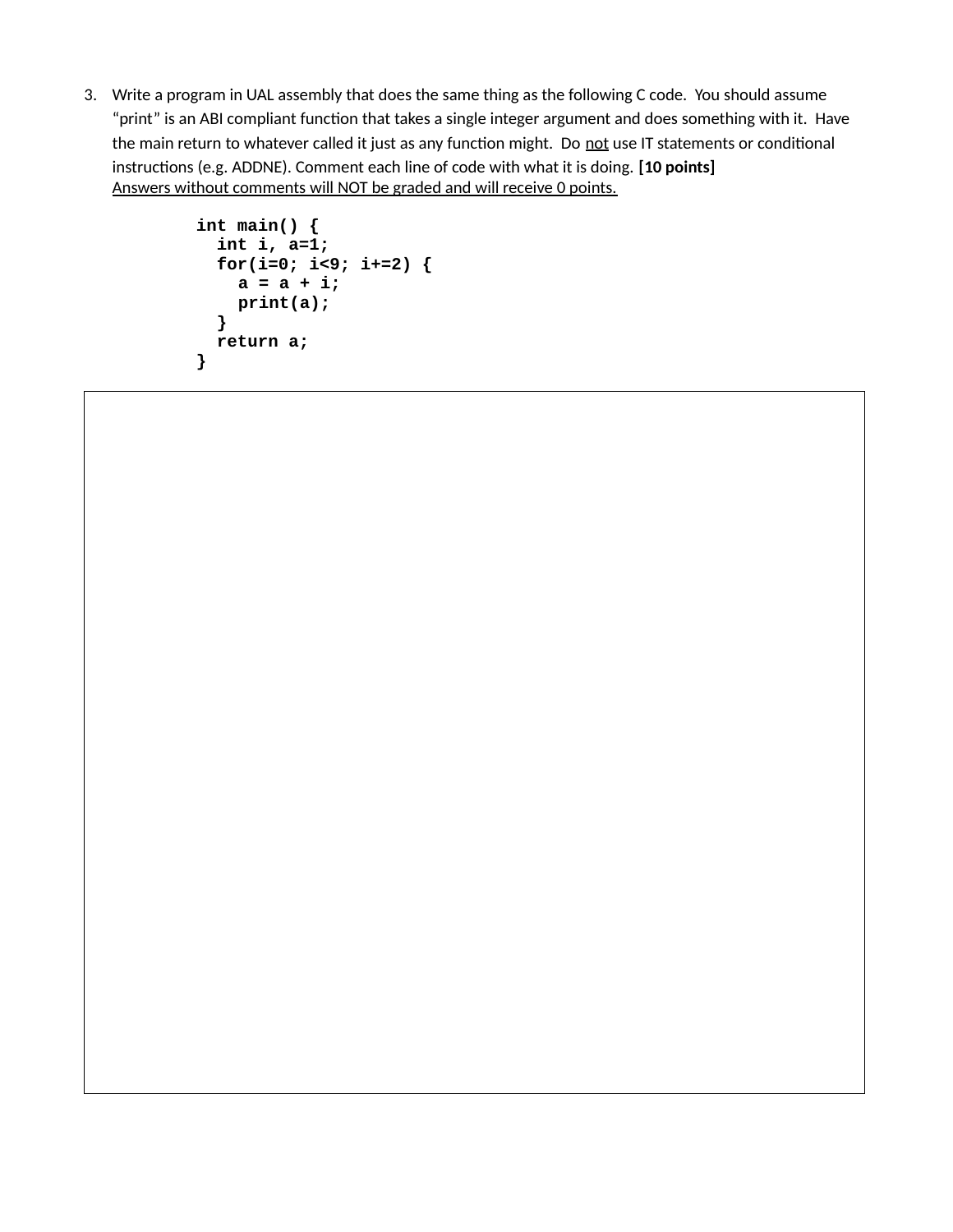3. Write a program in UAL assembly that does the same thing as the following C code. You should assume "print" is an ABI compliant function that takes a single integer argument and does something with it. Have the main return to whatever called it just as any function might. Do <u>not</u> use IT statements or conditional instructions (e.g. ADDNE). Comment each line of code with what it is doing. **[10 points]**
   <u>Answers without comments will NOT be graded and will receive 0 points.</u>

```
int main() {
  int i, a=1;
  for(i=0; i<9; i+=2) {
    a = a + i;
    print(a);
  }
  return a;
}
```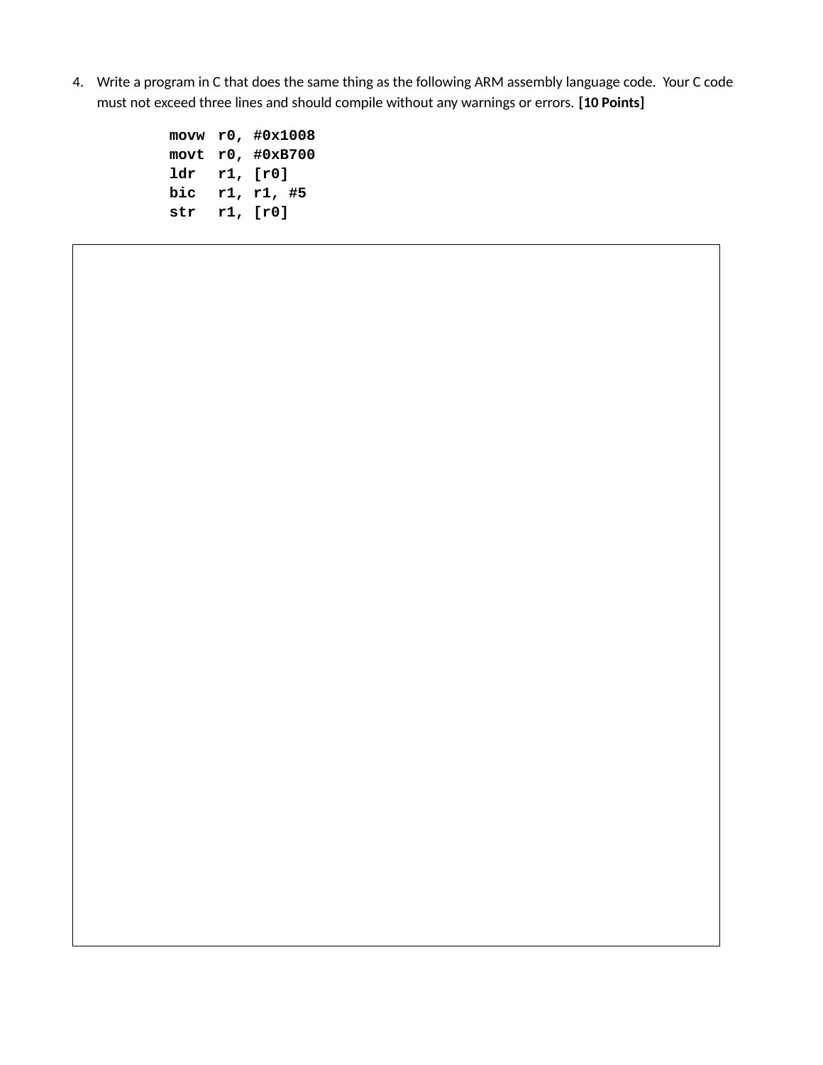4. Write a program in C that does the same thing as the following ARM assembly language code. Your C code must not exceed three lines and should compile without any warnings or errors. **[10 Points]**

```
movw  r0, #0x1008
movt  r0, #0xB700
ldr   r1, [r0]
bic   r1, r1, #5
str   r1, [r0]
```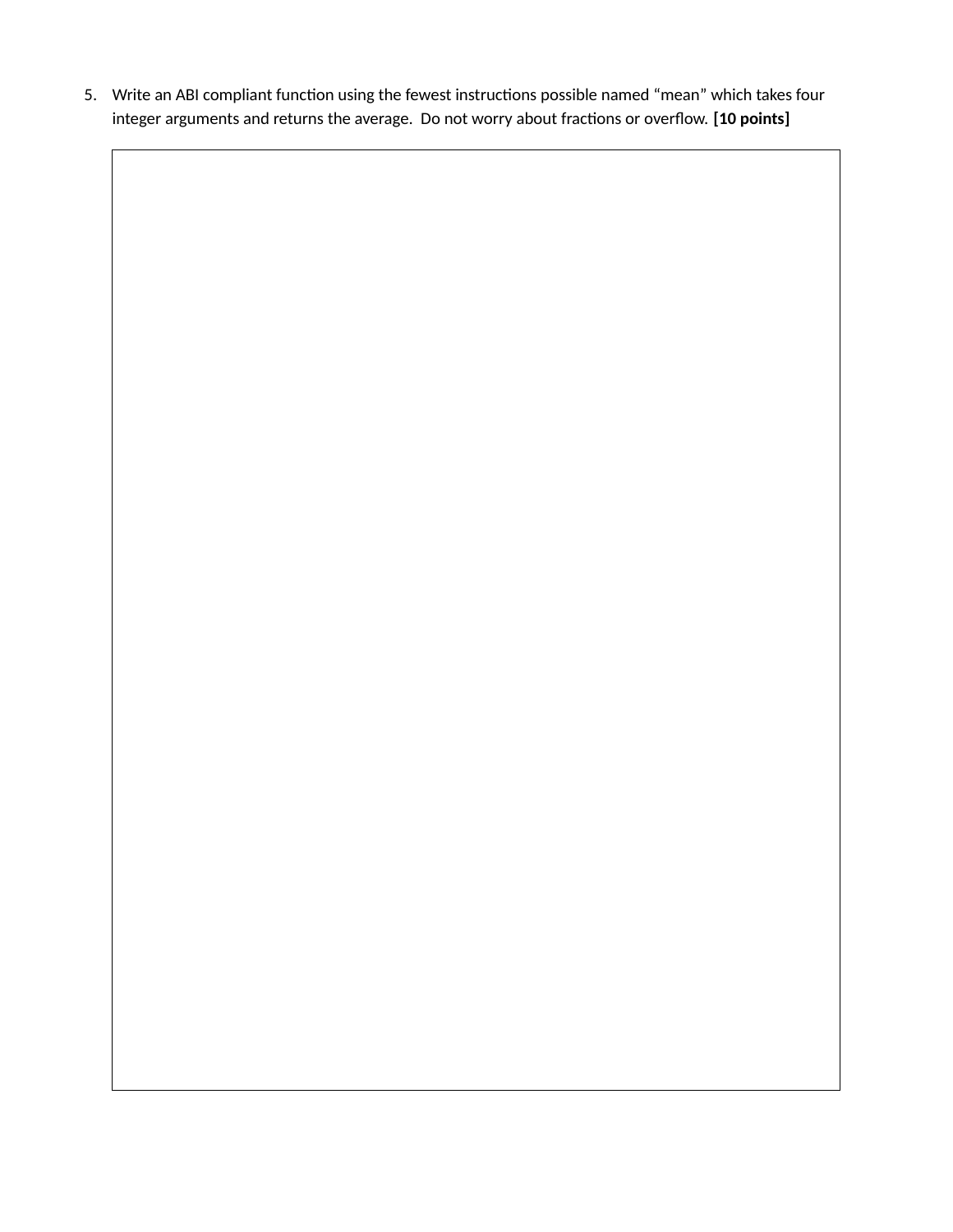5. Write an ABI compliant function using the fewest instructions possible named “mean” which takes four integer arguments and returns the average. Do not worry about fractions or overflow. **[10 points]**